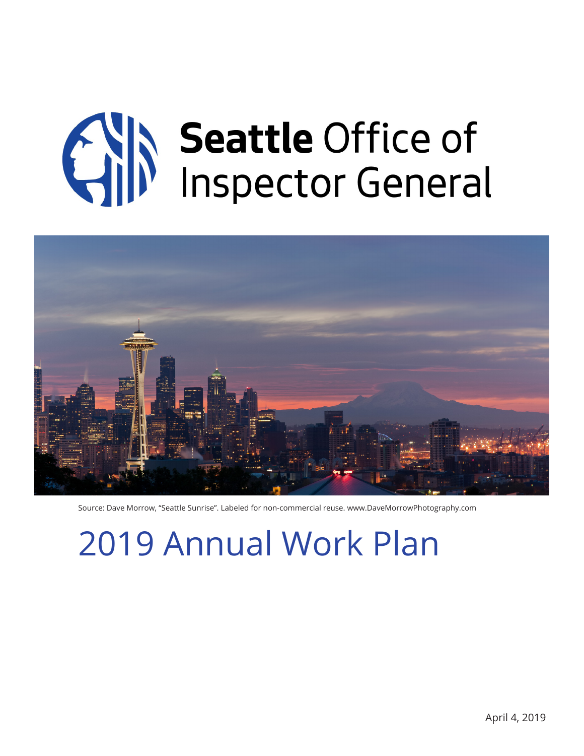# Seattle Office of Inspector General

Source: Dave Morrow, "Seattle Sunrise". Labeled for non-commercial reuse. www.DaveMorrowPhotography.com

# 2019 Annual Work Plan

April 4, 2019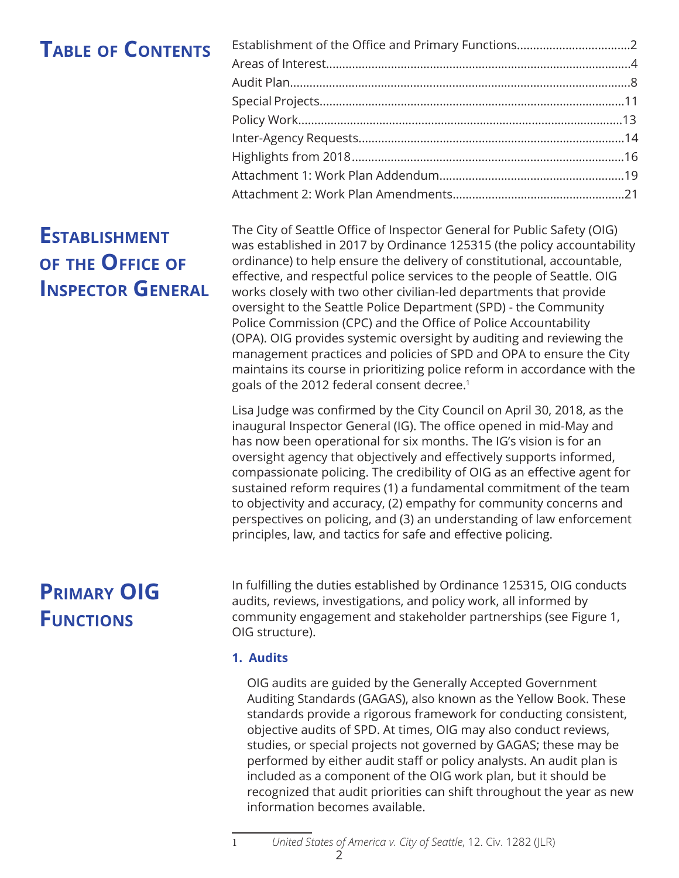# Table of Contents

| | |
|---|---|
| Establishment of the Office and Primary Functions | 2 |
| Areas of Interest | 4 |
| Audit Plan | 8 |
| Special Projects | 11 |
| Policy Work | 13 |
| Inter-Agency Requests | 14 |
| Highlights from 2018 | 16 |
| Attachment 1: Work Plan Addendum | 19 |
| Attachment 2: Work Plan Amendments | 21 |

# Establishment of the Office of Inspector General

The City of Seattle Office of Inspector General for Public Safety (OIG) was established in 2017 by Ordinance 125315 (the policy accountability ordinance) to help ensure the delivery of constitutional, accountable, effective, and respectful police services to the people of Seattle. OIG works closely with two other civilian-led departments that provide oversight to the Seattle Police Department (SPD) - the Community Police Commission (CPC) and the Office of Police Accountability (OPA). OIG provides systemic oversight by auditing and reviewing the management practices and policies of SPD and OPA to ensure the City maintains its course in prioritizing police reform in accordance with the goals of the 2012 federal consent decree.[1]

Lisa Judge was confirmed by the City Council on April 30, 2018, as the inaugural Inspector General (IG). The office opened in mid-May and has now been operational for six months. The IG's vision is for an oversight agency that objectively and effectively supports informed, compassionate policing. The credibility of OIG as an effective agent for sustained reform requires (1) a fundamental commitment of the team to objectivity and accuracy, (2) empathy for community concerns and perspectives on policing, and (3) an understanding of law enforcement principles, law, and tactics for safe and effective policing.

# Primary OIG Functions

In fulfilling the duties established by Ordinance 125315, OIG conducts audits, reviews, investigations, and policy work, all informed by community engagement and stakeholder partnerships (see Figure 1, OIG structure).

### 1. Audits

OIG audits are guided by the Generally Accepted Government Auditing Standards (GAGAS), also known as the Yellow Book. These standards provide a rigorous framework for conducting consistent, objective audits of SPD. At times, OIG may also conduct reviews, studies, or special projects not governed by GAGAS; these may be performed by either audit staff or policy analysts. An audit plan is included as a component of the OIG work plan, but it should be recognized that audit priorities can shift throughout the year as new information becomes available.

---

1 *United States of America v. City of Seattle*, 12. Civ. 1282 (JLR)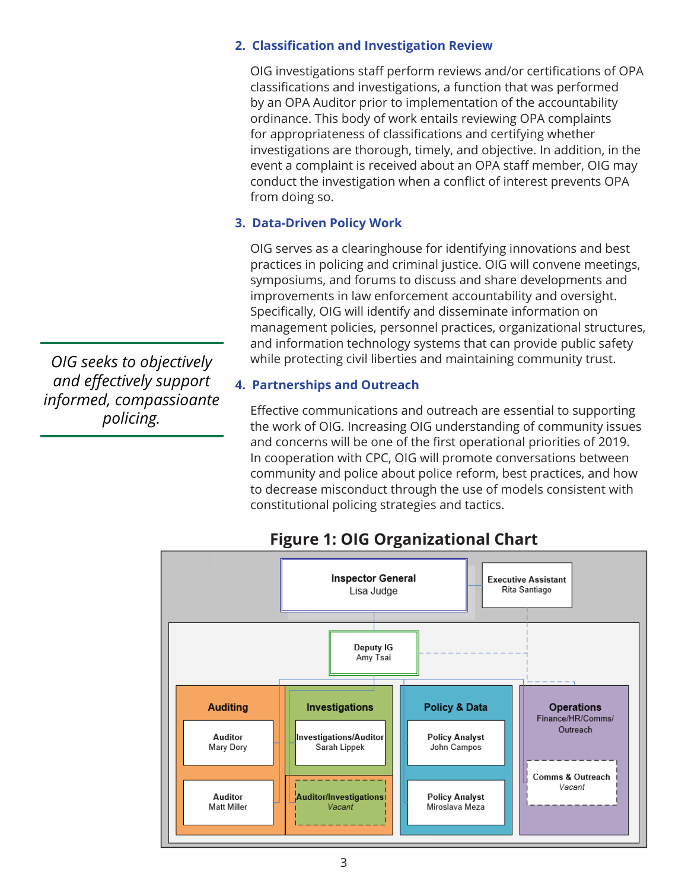2. **Classification and Investigation Review**

   OIG investigations staff perform reviews and/or certifications of OPA classifications and investigations, a function that was performed by an OPA Auditor prior to implementation of the accountability ordinance. This body of work entails reviewing OPA complaints for appropriateness of classifications and certifying whether investigations are thorough, timely, and objective. In addition, in the event a complaint is received about an OPA staff member, OIG may conduct the investigation when a conflict of interest prevents OPA from doing so.

3. **Data-Driven Policy Work**

   OIG serves as a clearinghouse for identifying innovations and best practices in policing and criminal justice. OIG will convene meetings, symposiums, and forums to discuss and share developments and improvements in law enforcement accountability and oversight. Specifically, OIG will identify and disseminate information on management policies, personnel practices, organizational structures, and information technology systems that can provide public safety while protecting civil liberties and maintaining community trust.

*OIG seeks to objectively and effectively support informed, compassioante policing.*

4. **Partnerships and Outreach**

   Effective communications and outreach are essential to supporting the work of OIG. Increasing OIG understanding of community issues and concerns will be one of the first operational priorities of 2019. In cooperation with CPC, OIG will promote conversations between community and police about police reform, best practices, and how to decrease misconduct through the use of models consistent with constitutional policing strategies and tactics.

**Figure 1: OIG Organizational Chart**

- **Inspector General** – Lisa Judge
  - **Executive Assistant** – Rita Santiago
  - **Deputy IG** – Amy Tsai
    - **Auditing**
      - Auditor – Mary Dory
      - Auditor – Matt Miller
    - **Investigations**
      - Investigations/Auditor – Sarah Lippek
      - Auditor/Investigations – *Vacant*
    - **Policy & Data**
      - Policy Analyst – John Campos
      - Policy Analyst – Miroslava Meza
    - **Operations** (Finance/HR/Comms/Outreach)
      - Comms & Outreach – *Vacant*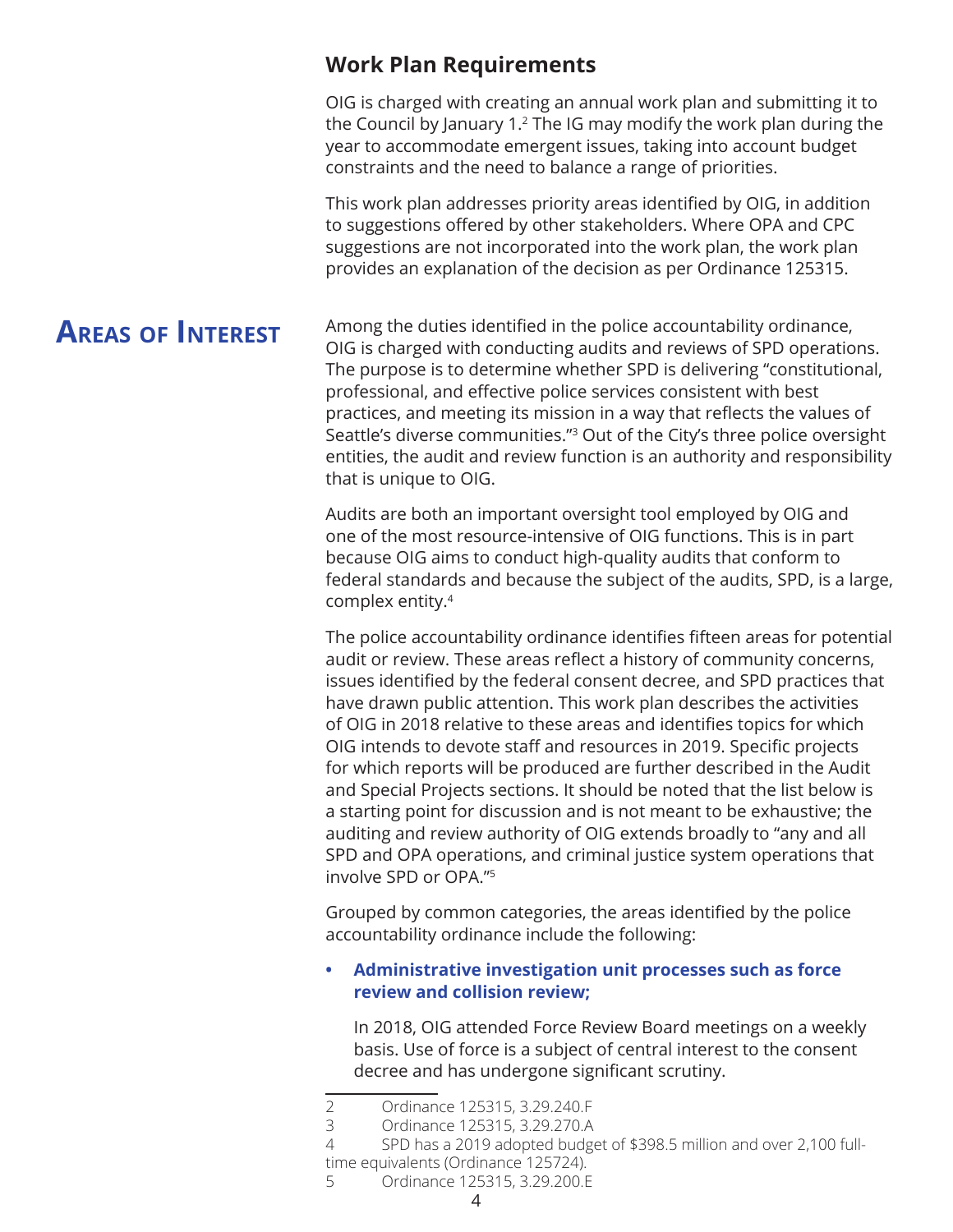## Work Plan Requirements

OIG is charged with creating an annual work plan and submitting it to the Council by January 1.[2] The IG may modify the work plan during the year to accommodate emergent issues, taking into account budget constraints and the need to balance a range of priorities.

This work plan addresses priority areas identified by OIG, in addition to suggestions offered by other stakeholders. Where OPA and CPC suggestions are not incorporated into the work plan, the work plan provides an explanation of the decision as per Ordinance 125315.

# Areas of Interest

Among the duties identified in the police accountability ordinance, OIG is charged with conducting audits and reviews of SPD operations. The purpose is to determine whether SPD is delivering "constitutional, professional, and effective police services consistent with best practices, and meeting its mission in a way that reflects the values of Seattle's diverse communities."[3] Out of the City's three police oversight entities, the audit and review function is an authority and responsibility that is unique to OIG.

Audits are both an important oversight tool employed by OIG and one of the most resource-intensive of OIG functions. This is in part because OIG aims to conduct high-quality audits that conform to federal standards and because the subject of the audits, SPD, is a large, complex entity.[4]

The police accountability ordinance identifies fifteen areas for potential audit or review. These areas reflect a history of community concerns, issues identified by the federal consent decree, and SPD practices that have drawn public attention. This work plan describes the activities of OIG in 2018 relative to these areas and identifies topics for which OIG intends to devote staff and resources in 2019. Specific projects for which reports will be produced are further described in the Audit and Special Projects sections. It should be noted that the list below is a starting point for discussion and is not meant to be exhaustive; the auditing and review authority of OIG extends broadly to "any and all SPD and OPA operations, and criminal justice system operations that involve SPD or OPA."[5]

Grouped by common categories, the areas identified by the police accountability ordinance include the following:

- **Administrative investigation unit processes such as force review and collision review;**

  In 2018, OIG attended Force Review Board meetings on a weekly basis. Use of force is a subject of central interest to the consent decree and has undergone significant scrutiny.

---

2 Ordinance 125315, 3.29.240.F

3 Ordinance 125315, 3.29.270.A

4 SPD has a 2019 adopted budget of $398.5 million and over 2,100 full-time equivalents (Ordinance 125724).

5 Ordinance 125315, 3.29.200.E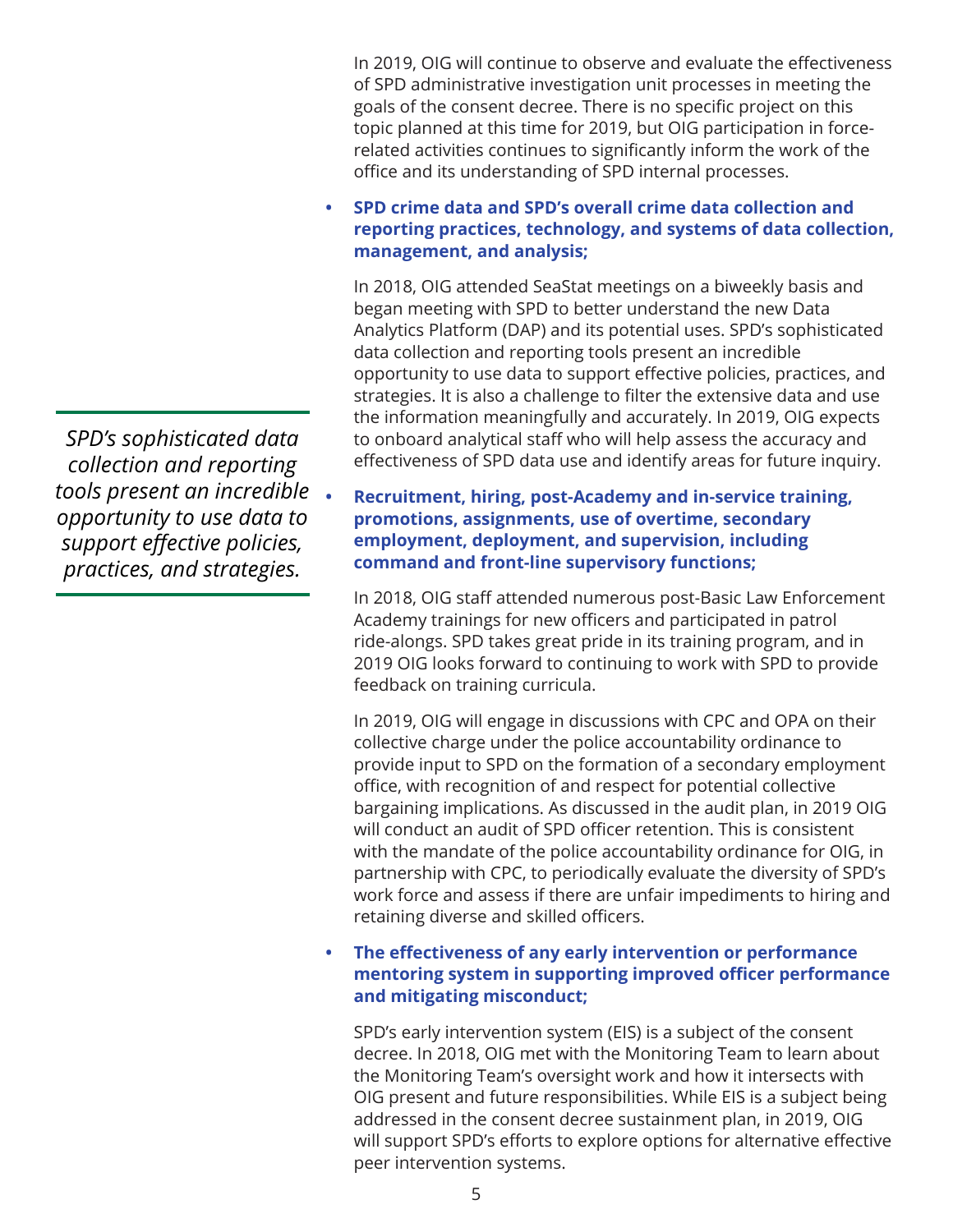In 2019, OIG will continue to observe and evaluate the effectiveness of SPD administrative investigation unit processes in meeting the goals of the consent decree. There is no specific project on this topic planned at this time for 2019, but OIG participation in force-related activities continues to significantly inform the work of the office and its understanding of SPD internal processes.

- **SPD crime data and SPD's overall crime data collection and reporting practices, technology, and systems of data collection, management, and analysis;**

  In 2018, OIG attended SeaStat meetings on a biweekly basis and began meeting with SPD to better understand the new Data Analytics Platform (DAP) and its potential uses. SPD's sophisticated data collection and reporting tools present an incredible opportunity to use data to support effective policies, practices, and strategies. It is also a challenge to filter the extensive data and use the information meaningfully and accurately. In 2019, OIG expects to onboard analytical staff who will help assess the accuracy and effectiveness of SPD data use and identify areas for future inquiry.

*SPD's sophisticated data collection and reporting tools present an incredible opportunity to use data to support effective policies, practices, and strategies.*

- **Recruitment, hiring, post-Academy and in-service training, promotions, assignments, use of overtime, secondary employment, deployment, and supervision, including command and front-line supervisory functions;**

  In 2018, OIG staff attended numerous post-Basic Law Enforcement Academy trainings for new officers and participated in patrol ride-alongs. SPD takes great pride in its training program, and in 2019 OIG looks forward to continuing to work with SPD to provide feedback on training curricula.

  In 2019, OIG will engage in discussions with CPC and OPA on their collective charge under the police accountability ordinance to provide input to SPD on the formation of a secondary employment office, with recognition of and respect for potential collective bargaining implications. As discussed in the audit plan, in 2019 OIG will conduct an audit of SPD officer retention. This is consistent with the mandate of the police accountability ordinance for OIG, in partnership with CPC, to periodically evaluate the diversity of SPD's work force and assess if there are unfair impediments to hiring and retaining diverse and skilled officers.

- **The effectiveness of any early intervention or performance mentoring system in supporting improved officer performance and mitigating misconduct;**

  SPD's early intervention system (EIS) is a subject of the consent decree. In 2018, OIG met with the Monitoring Team to learn about the Monitoring Team's oversight work and how it intersects with OIG present and future responsibilities. While EIS is a subject being addressed in the consent decree sustainment plan, in 2019, OIG will support SPD's efforts to explore options for alternative effective peer intervention systems.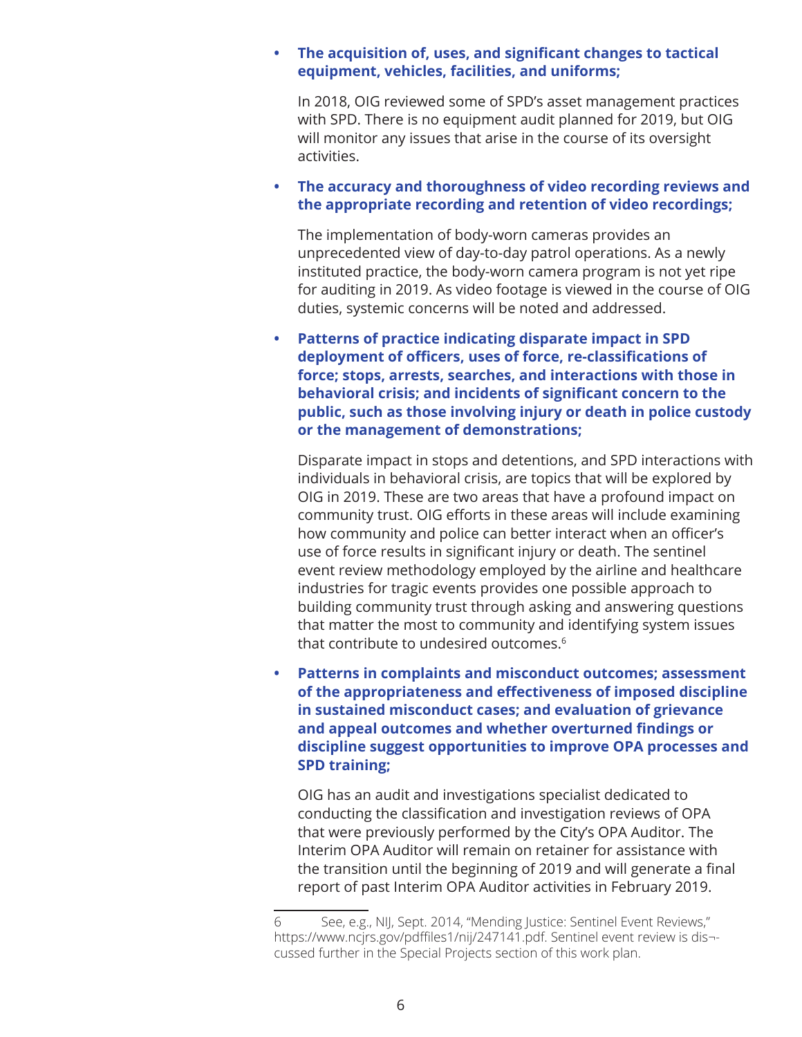- **The acquisition of, uses, and significant changes to tactical equipment, vehicles, facilities, and uniforms;**

  In 2018, OIG reviewed some of SPD's asset management practices with SPD. There is no equipment audit planned for 2019, but OIG will monitor any issues that arise in the course of its oversight activities.

- **The accuracy and thoroughness of video recording reviews and the appropriate recording and retention of video recordings;**

  The implementation of body-worn cameras provides an unprecedented view of day-to-day patrol operations. As a newly instituted practice, the body-worn camera program is not yet ripe for auditing in 2019. As video footage is viewed in the course of OIG duties, systemic concerns will be noted and addressed.

- **Patterns of practice indicating disparate impact in SPD deployment of officers, uses of force, re-classifications of force; stops, arrests, searches, and interactions with those in behavioral crisis; and incidents of significant concern to the public, such as those involving injury or death in police custody or the management of demonstrations;**

  Disparate impact in stops and detentions, and SPD interactions with individuals in behavioral crisis, are topics that will be explored by OIG in 2019. These are two areas that have a profound impact on community trust. OIG efforts in these areas will include examining how community and police can better interact when an officer's use of force results in significant injury or death. The sentinel event review methodology employed by the airline and healthcare industries for tragic events provides one possible approach to building community trust through asking and answering questions that matter the most to community and identifying system issues that contribute to undesired outcomes.[6]

- **Patterns in complaints and misconduct outcomes; assessment of the appropriateness and effectiveness of imposed discipline in sustained misconduct cases; and evaluation of grievance and appeal outcomes and whether overturned findings or discipline suggest opportunities to improve OPA processes and SPD training;**

  OIG has an audit and investigations specialist dedicated to conducting the classification and investigation reviews of OPA that were previously performed by the City's OPA Auditor. The Interim OPA Auditor will remain on retainer for assistance with the transition until the beginning of 2019 and will generate a final report of past Interim OPA Auditor activities in February 2019.

---

6 See, e.g., NIJ, Sept. 2014, "Mending Justice: Sentinel Event Reviews," https://www.ncjrs.gov/pdffiles1/nij/247141.pdf. Sentinel event review is dis¬cussed further in the Special Projects section of this work plan.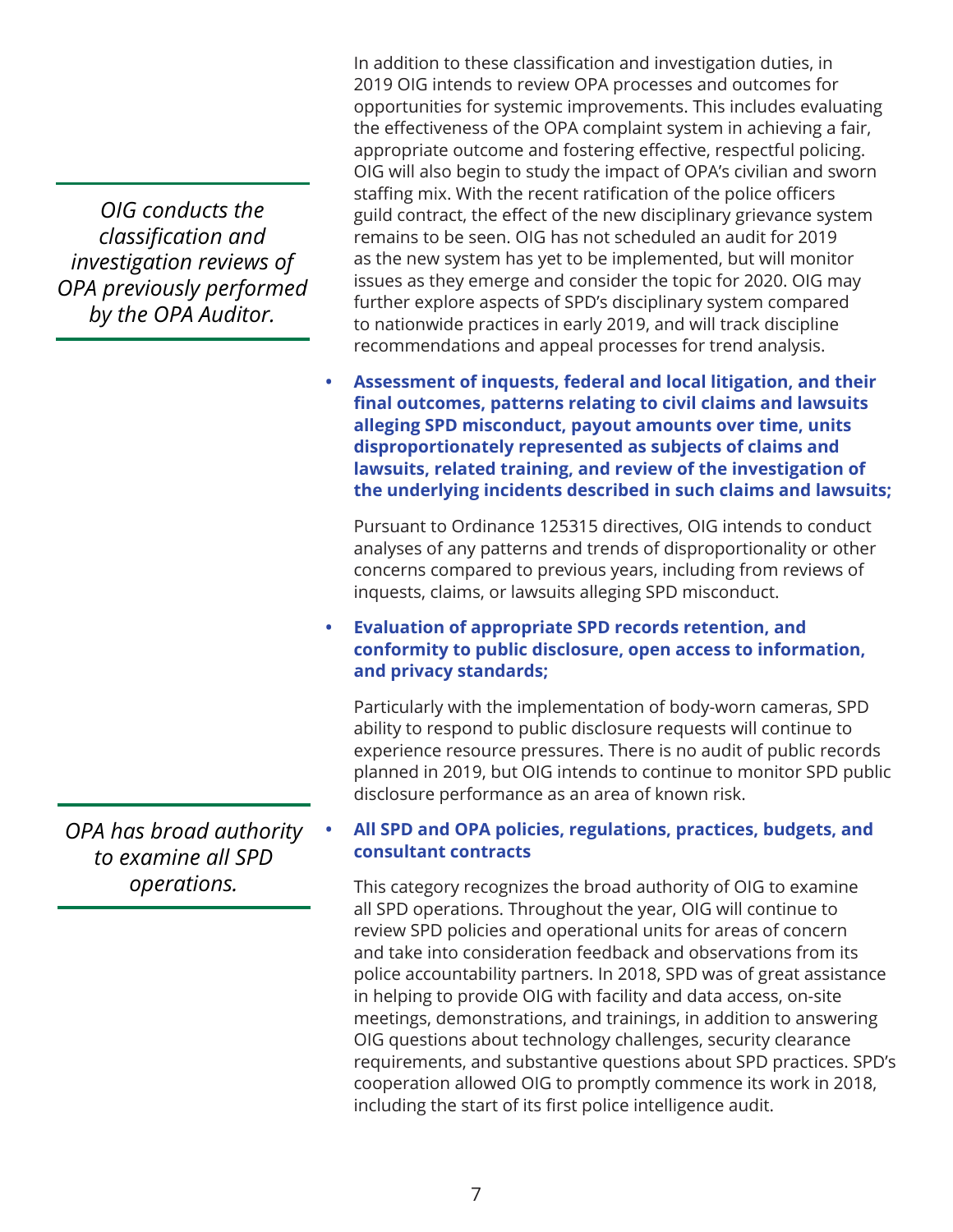> *OIG conducts the classification and investigation reviews of OPA previously performed by the OPA Auditor.*

In addition to these classification and investigation duties, in 2019 OIG intends to review OPA processes and outcomes for opportunities for systemic improvements. This includes evaluating the effectiveness of the OPA complaint system in achieving a fair, appropriate outcome and fostering effective, respectful policing. OIG will also begin to study the impact of OPA's civilian and sworn staffing mix. With the recent ratification of the police officers guild contract, the effect of the new disciplinary grievance system remains to be seen. OIG has not scheduled an audit for 2019 as the new system has yet to be implemented, but will monitor issues as they emerge and consider the topic for 2020. OIG may further explore aspects of SPD's disciplinary system compared to nationwide practices in early 2019, and will track discipline recommendations and appeal processes for trend analysis.

- **Assessment of inquests, federal and local litigation, and their final outcomes, patterns relating to civil claims and lawsuits alleging SPD misconduct, payout amounts over time, units disproportionately represented as subjects of claims and lawsuits, related training, and review of the investigation of the underlying incidents described in such claims and lawsuits;**

  Pursuant to Ordinance 125315 directives, OIG intends to conduct analyses of any patterns and trends of disproportionality or other concerns compared to previous years, including from reviews of inquests, claims, or lawsuits alleging SPD misconduct.

- **Evaluation of appropriate SPD records retention, and conformity to public disclosure, open access to information, and privacy standards;**

  Particularly with the implementation of body-worn cameras, SPD ability to respond to public disclosure requests will continue to experience resource pressures. There is no audit of public records planned in 2019, but OIG intends to continue to monitor SPD public disclosure performance as an area of known risk.

> *OPA has broad authority to examine all SPD operations.*

- **All SPD and OPA policies, regulations, practices, budgets, and consultant contracts**

  This category recognizes the broad authority of OIG to examine all SPD operations. Throughout the year, OIG will continue to review SPD policies and operational units for areas of concern and take into consideration feedback and observations from its police accountability partners. In 2018, SPD was of great assistance in helping to provide OIG with facility and data access, on-site meetings, demonstrations, and trainings, in addition to answering OIG questions about technology challenges, security clearance requirements, and substantive questions about SPD practices. SPD's cooperation allowed OIG to promptly commence its work in 2018, including the start of its first police intelligence audit.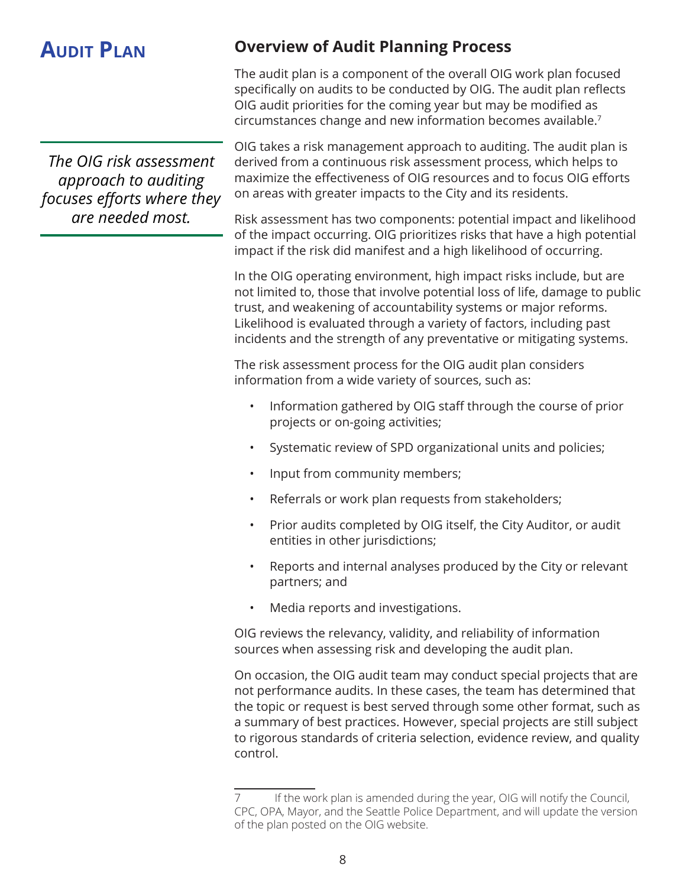# Audit Plan

## Overview of Audit Planning Process

The audit plan is a component of the overall OIG work plan focused specifically on audits to be conducted by OIG. The audit plan reflects OIG audit priorities for the coming year but may be modified as circumstances change and new information becomes available.[7]

*The OIG risk assessment approach to auditing focuses efforts where they are needed most.*

OIG takes a risk management approach to auditing. The audit plan is derived from a continuous risk assessment process, which helps to maximize the effectiveness of OIG resources and to focus OIG efforts on areas with greater impacts to the City and its residents.

Risk assessment has two components: potential impact and likelihood of the impact occurring. OIG prioritizes risks that have a high potential impact if the risk did manifest and a high likelihood of occurring.

In the OIG operating environment, high impact risks include, but are not limited to, those that involve potential loss of life, damage to public trust, and weakening of accountability systems or major reforms. Likelihood is evaluated through a variety of factors, including past incidents and the strength of any preventative or mitigating systems.

The risk assessment process for the OIG audit plan considers information from a wide variety of sources, such as:

- Information gathered by OIG staff through the course of prior projects or on-going activities;
- Systematic review of SPD organizational units and policies;
- Input from community members;
- Referrals or work plan requests from stakeholders;
- Prior audits completed by OIG itself, the City Auditor, or audit entities in other jurisdictions;
- Reports and internal analyses produced by the City or relevant partners; and
- Media reports and investigations.

OIG reviews the relevancy, validity, and reliability of information sources when assessing risk and developing the audit plan.

On occasion, the OIG audit team may conduct special projects that are not performance audits. In these cases, the team has determined that the topic or request is best served through some other format, such as a summary of best practices. However, special projects are still subject to rigorous standards of criteria selection, evidence review, and quality control.

---

7 If the work plan is amended during the year, OIG will notify the Council, CPC, OPA, Mayor, and the Seattle Police Department, and will update the version of the plan posted on the OIG website.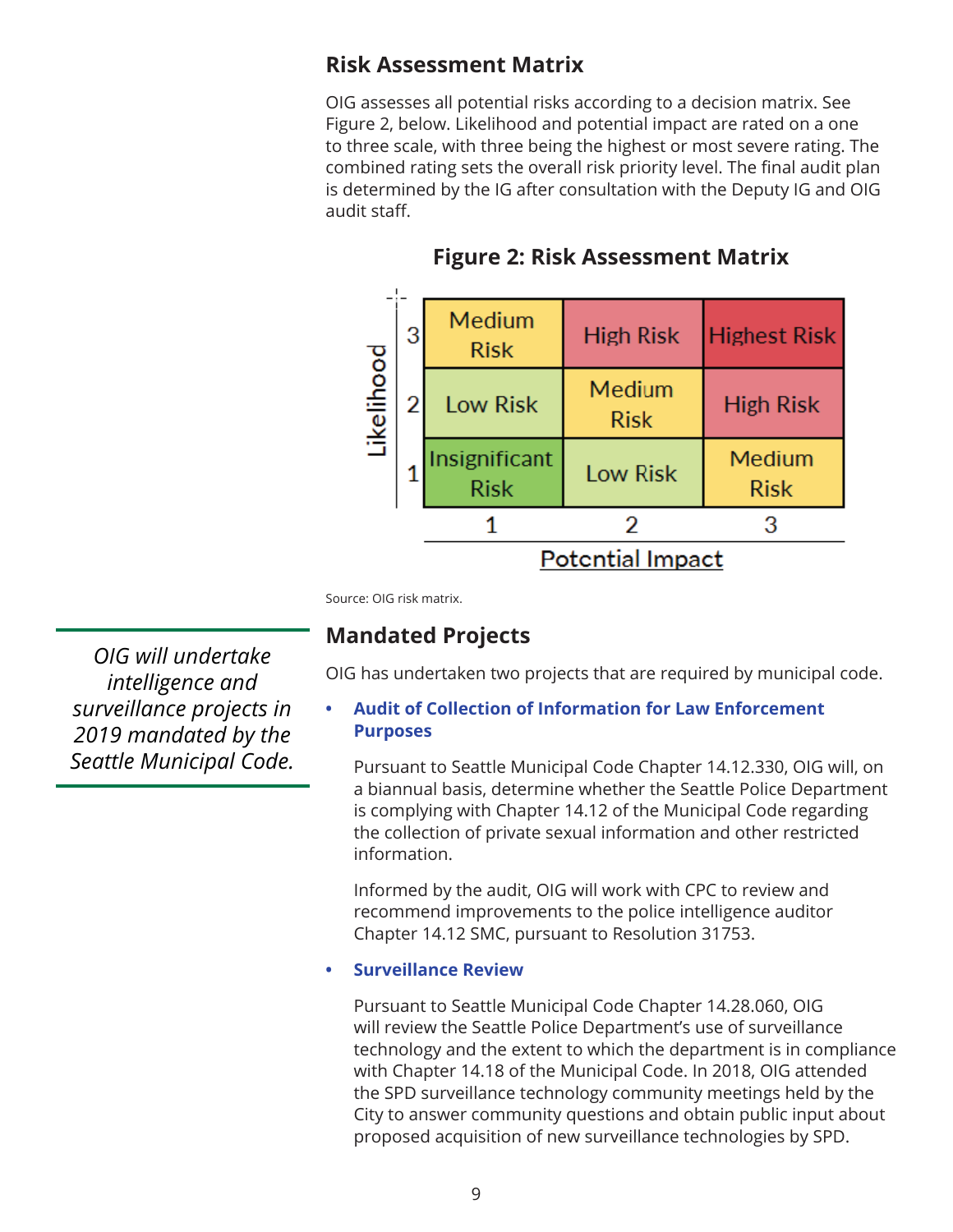## Risk Assessment Matrix

OIG assesses all potential risks according to a decision matrix. See Figure 2, below. Likelihood and potential impact are rated on a one to three scale, with three being the highest or most severe rating. The combined rating sets the overall risk priority level. The final audit plan is determined by the IG after consultation with the Deputy IG and OIG audit staff.

**Figure 2: Risk Assessment Matrix**

| Likelihood | Potential Impact 1 | Potential Impact 2 | Potential Impact 3 |
| --- | --- | --- | --- |
| 3 | Medium Risk | High Risk | Highest Risk |
| 2 | Low Risk | Medium Risk | High Risk |
| 1 | Insignificant Risk | Low Risk | Medium Risk |

Source: OIG risk matrix.

*OIG will undertake intelligence and surveillance projects in 2019 mandated by the Seattle Municipal Code.*

## Mandated Projects

OIG has undertaken two projects that are required by municipal code.

- **Audit of Collection of Information for Law Enforcement Purposes**

  Pursuant to Seattle Municipal Code Chapter 14.12.330, OIG will, on a biannual basis, determine whether the Seattle Police Department is complying with Chapter 14.12 of the Municipal Code regarding the collection of private sexual information and other restricted information.

  Informed by the audit, OIG will work with CPC to review and recommend improvements to the police intelligence auditor Chapter 14.12 SMC, pursuant to Resolution 31753.

- **Surveillance Review**

  Pursuant to Seattle Municipal Code Chapter 14.28.060, OIG will review the Seattle Police Department's use of surveillance technology and the extent to which the department is in compliance with Chapter 14.18 of the Municipal Code. In 2018, OIG attended the SPD surveillance technology community meetings held by the City to answer community questions and obtain public input about proposed acquisition of new surveillance technologies by SPD.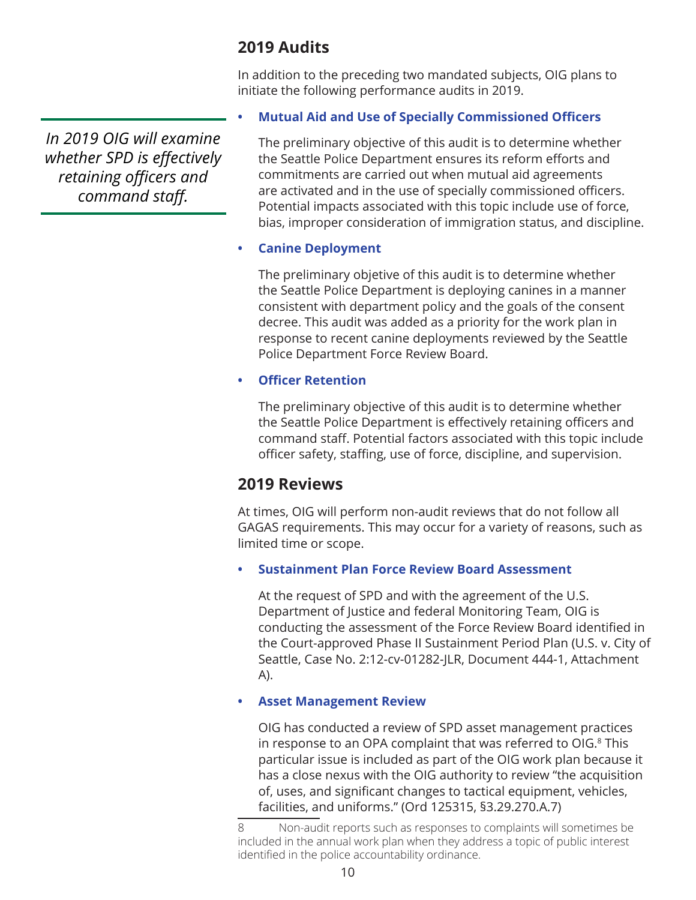## 2019 Audits

In addition to the preceding two mandated subjects, OIG plans to initiate the following performance audits in 2019.

*In 2019 OIG will examine whether SPD is effectively retaining officers and command staff.*

- **Mutual Aid and Use of Specially Commissioned Officers**

  The preliminary objective of this audit is to determine whether the Seattle Police Department ensures its reform efforts and commitments are carried out when mutual aid agreements are activated and in the use of specially commissioned officers. Potential impacts associated with this topic include use of force, bias, improper consideration of immigration status, and discipline.

- **Canine Deployment**

  The preliminary objetive of this audit is to determine whether the Seattle Police Department is deploying canines in a manner consistent with department policy and the goals of the consent decree. This audit was added as a priority for the work plan in response to recent canine deployments reviewed by the Seattle Police Department Force Review Board.

- **Officer Retention**

  The preliminary objective of this audit is to determine whether the Seattle Police Department is effectively retaining officers and command staff. Potential factors associated with this topic include officer safety, staffing, use of force, discipline, and supervision.

## 2019 Reviews

At times, OIG will perform non-audit reviews that do not follow all GAGAS requirements. This may occur for a variety of reasons, such as limited time or scope.

- **Sustainment Plan Force Review Board Assessment**

  At the request of SPD and with the agreement of the U.S. Department of Justice and federal Monitoring Team, OIG is conducting the assessment of the Force Review Board identified in the Court-approved Phase II Sustainment Period Plan (U.S. v. City of Seattle, Case No. 2:12-cv-01282-JLR, Document 444-1, Attachment A).

- **Asset Management Review**

  OIG has conducted a review of SPD asset management practices in response to an OPA complaint that was referred to OIG.[8] This particular issue is included as part of the OIG work plan because it has a close nexus with the OIG authority to review "the acquisition of, uses, and significant changes to tactical equipment, vehicles, facilities, and uniforms." (Ord 125315, §3.29.270.A.7)

---

8 Non-audit reports such as responses to complaints will sometimes be included in the annual work plan when they address a topic of public interest identified in the police accountability ordinance.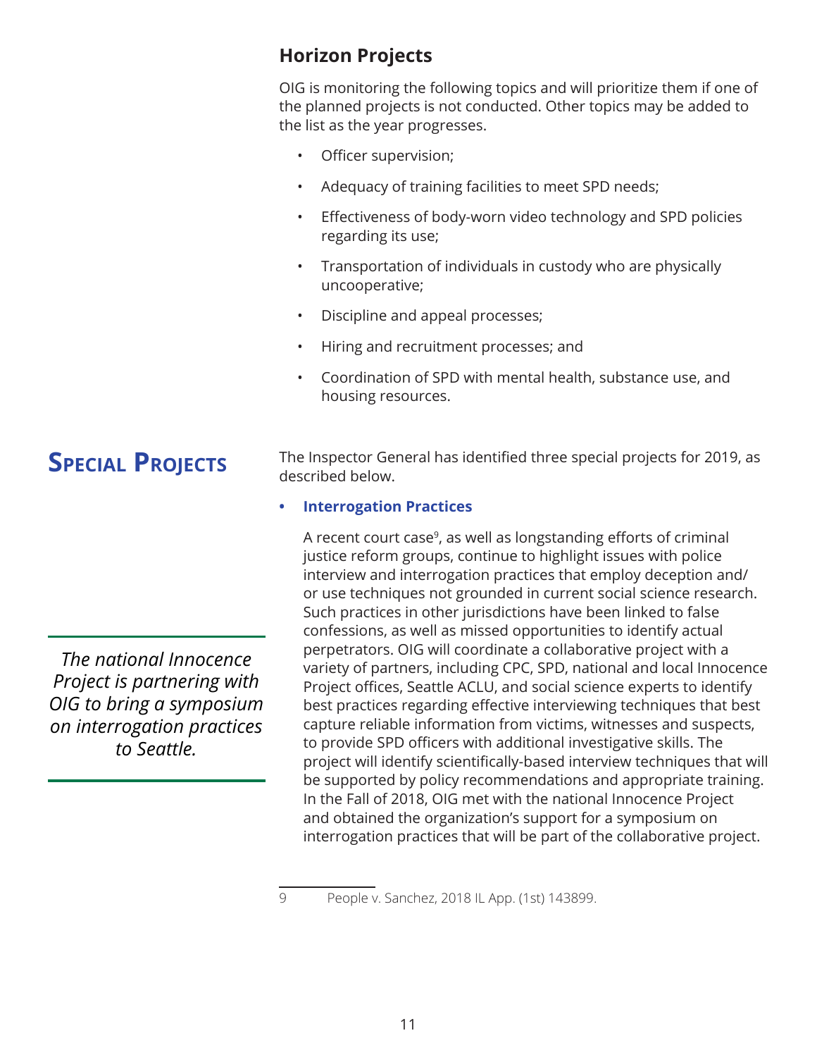## Horizon Projects

OIG is monitoring the following topics and will prioritize them if one of the planned projects is not conducted. Other topics may be added to the list as the year progresses.

- Officer supervision;
- Adequacy of training facilities to meet SPD needs;
- Effectiveness of body-worn video technology and SPD policies regarding its use;
- Transportation of individuals in custody who are physically uncooperative;
- Discipline and appeal processes;
- Hiring and recruitment processes; and
- Coordination of SPD with mental health, substance use, and housing resources.

# Special Projects

The Inspector General has identified three special projects for 2019, as described below.

- **Interrogation Practices**

  A recent court case[9], as well as longstanding efforts of criminal justice reform groups, continue to highlight issues with police interview and interrogation practices that employ deception and/or use techniques not grounded in current social science research. Such practices in other jurisdictions have been linked to false confessions, as well as missed opportunities to identify actual perpetrators. OIG will coordinate a collaborative project with a variety of partners, including CPC, SPD, national and local Innocence Project offices, Seattle ACLU, and social science experts to identify best practices regarding effective interviewing techniques that best capture reliable information from victims, witnesses and suspects, to provide SPD officers with additional investigative skills. The project will identify scientifically-based interview techniques that will be supported by policy recommendations and appropriate training. In the Fall of 2018, OIG met with the national Innocence Project and obtained the organization's support for a symposium on interrogation practices that will be part of the collaborative project.

*The national Innocence Project is partnering with OIG to bring a symposium on interrogation practices to Seattle.*

9 People v. Sanchez, 2018 IL App. (1st) 143899.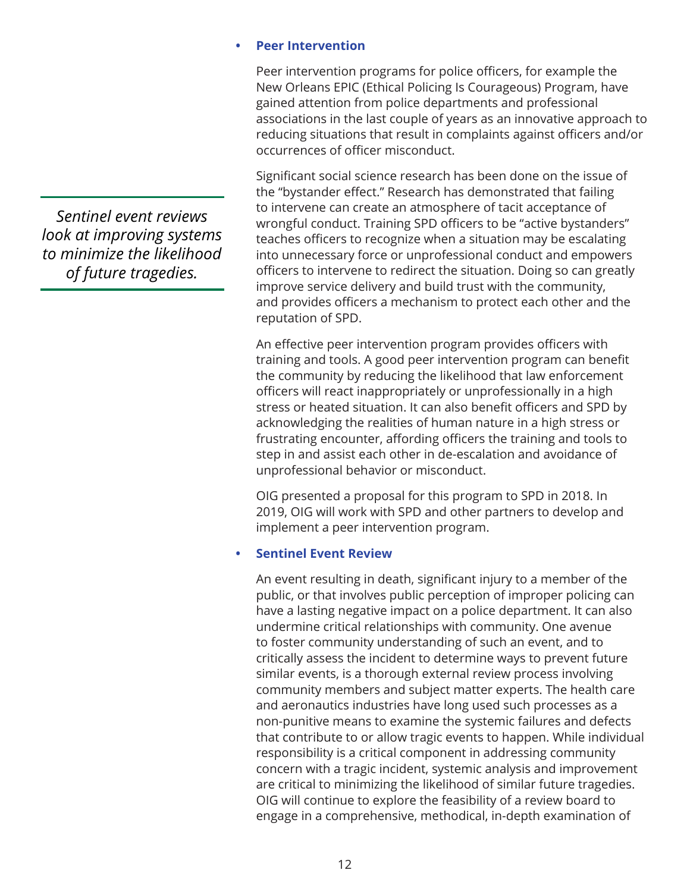- **Peer Intervention**

  Peer intervention programs for police officers, for example the New Orleans EPIC (Ethical Policing Is Courageous) Program, have gained attention from police departments and professional associations in the last couple of years as an innovative approach to reducing situations that result in complaints against officers and/or occurrences of officer misconduct.

  Significant social science research has been done on the issue of the "bystander effect." Research has demonstrated that failing to intervene can create an atmosphere of tacit acceptance of wrongful conduct. Training SPD officers to be "active bystanders" teaches officers to recognize when a situation may be escalating into unnecessary force or unprofessional conduct and empowers officers to intervene to redirect the situation. Doing so can greatly improve service delivery and build trust with the community, and provides officers a mechanism to protect each other and the reputation of SPD.

  *Sentinel event reviews look at improving systems to minimize the likelihood of future tragedies.*

  An effective peer intervention program provides officers with training and tools. A good peer intervention program can benefit the community by reducing the likelihood that law enforcement officers will react inappropriately or unprofessionally in a high stress or heated situation. It can also benefit officers and SPD by acknowledging the realities of human nature in a high stress or frustrating encounter, affording officers the training and tools to step in and assist each other in de-escalation and avoidance of unprofessional behavior or misconduct.

  OIG presented a proposal for this program to SPD in 2018. In 2019, OIG will work with SPD and other partners to develop and implement a peer intervention program.

- **Sentinel Event Review**

  An event resulting in death, significant injury to a member of the public, or that involves public perception of improper policing can have a lasting negative impact on a police department. It can also undermine critical relationships with community. One avenue to foster community understanding of such an event, and to critically assess the incident to determine ways to prevent future similar events, is a thorough external review process involving community members and subject matter experts. The health care and aeronautics industries have long used such processes as a non-punitive means to examine the systemic failures and defects that contribute to or allow tragic events to happen. While individual responsibility is a critical component in addressing community concern with a tragic incident, systemic analysis and improvement are critical to minimizing the likelihood of similar future tragedies. OIG will continue to explore the feasibility of a review board to engage in a comprehensive, methodical, in-depth examination of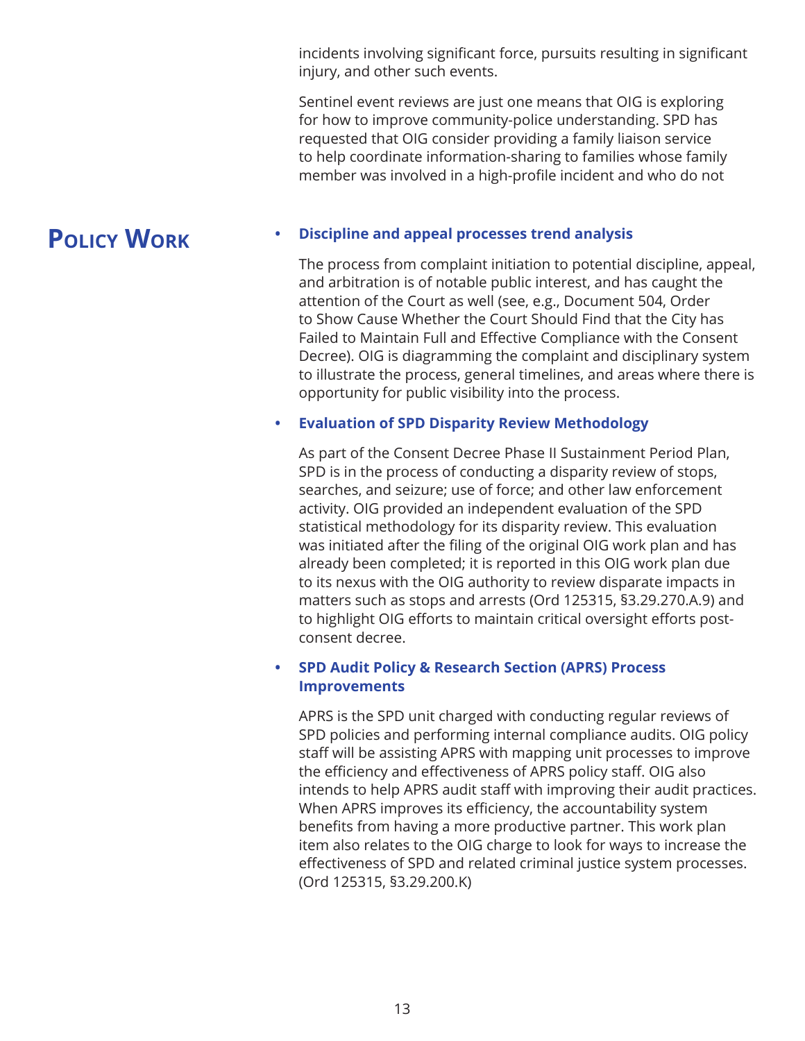incidents involving significant force, pursuits resulting in significant injury, and other such events.

Sentinel event reviews are just one means that OIG is exploring for how to improve community-police understanding. SPD has requested that OIG consider providing a family liaison service to help coordinate information-sharing to families whose family member was involved in a high-profile incident and who do not

## Policy Work

- **Discipline and appeal processes trend analysis**

  The process from complaint initiation to potential discipline, appeal, and arbitration is of notable public interest, and has caught the attention of the Court as well (see, e.g., Document 504, Order to Show Cause Whether the Court Should Find that the City has Failed to Maintain Full and Effective Compliance with the Consent Decree). OIG is diagramming the complaint and disciplinary system to illustrate the process, general timelines, and areas where there is opportunity for public visibility into the process.

- **Evaluation of SPD Disparity Review Methodology**

  As part of the Consent Decree Phase II Sustainment Period Plan, SPD is in the process of conducting a disparity review of stops, searches, and seizure; use of force; and other law enforcement activity. OIG provided an independent evaluation of the SPD statistical methodology for its disparity review. This evaluation was initiated after the filing of the original OIG work plan and has already been completed; it is reported in this OIG work plan due to its nexus with the OIG authority to review disparate impacts in matters such as stops and arrests (Ord 125315, §3.29.270.A.9) and to highlight OIG efforts to maintain critical oversight efforts post-consent decree.

- **SPD Audit Policy & Research Section (APRS) Process Improvements**

  APRS is the SPD unit charged with conducting regular reviews of SPD policies and performing internal compliance audits. OIG policy staff will be assisting APRS with mapping unit processes to improve the efficiency and effectiveness of APRS policy staff. OIG also intends to help APRS audit staff with improving their audit practices. When APRS improves its efficiency, the accountability system benefits from having a more productive partner. This work plan item also relates to the OIG charge to look for ways to increase the effectiveness of SPD and related criminal justice system processes. (Ord 125315, §3.29.200.K)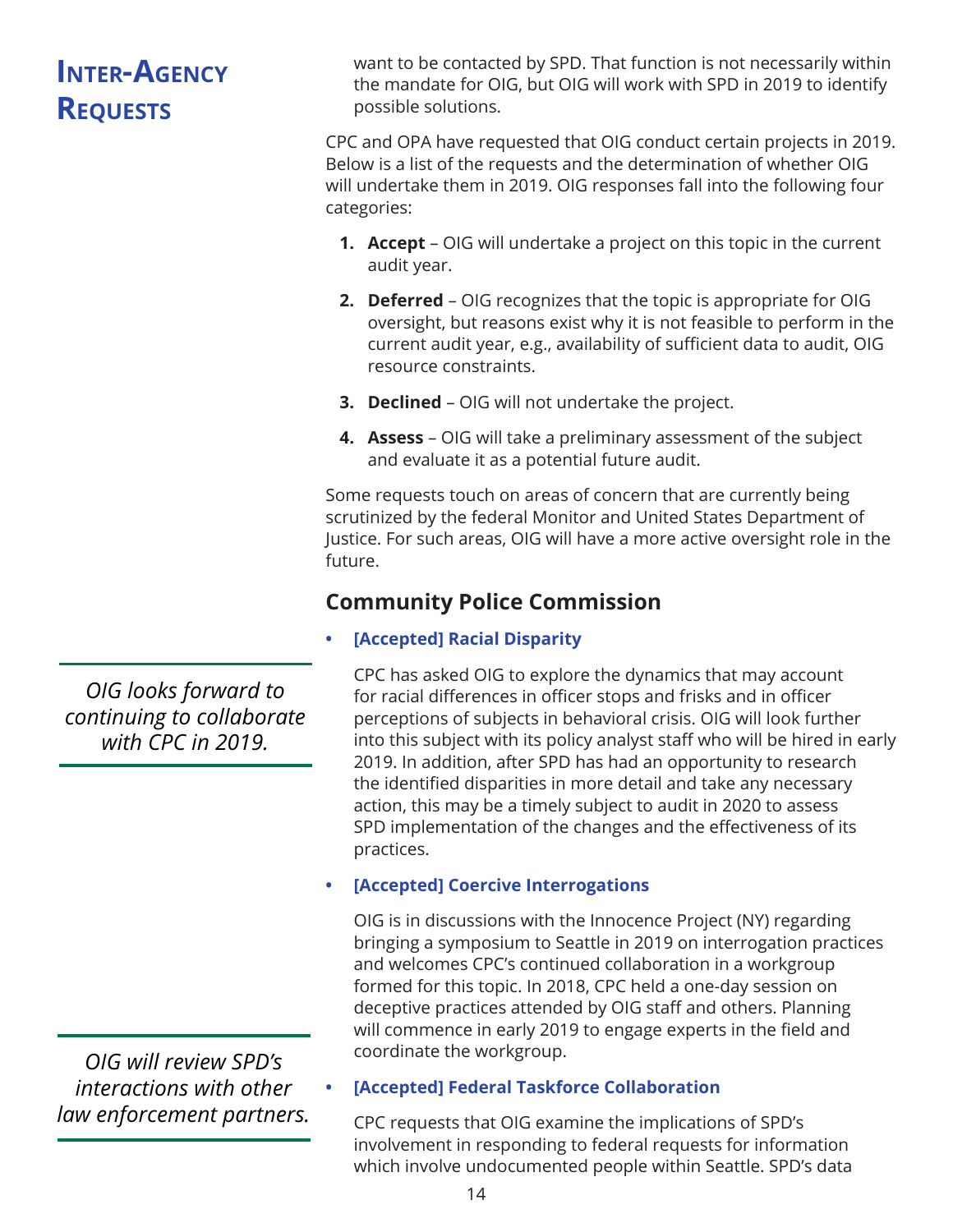## Inter-Agency Requests

want to be contacted by SPD. That function is not necessarily within the mandate for OIG, but OIG will work with SPD in 2019 to identify possible solutions.

CPC and OPA have requested that OIG conduct certain projects in 2019. Below is a list of the requests and the determination of whether OIG will undertake them in 2019. OIG responses fall into the following four categories:

1. **Accept** – OIG will undertake a project on this topic in the current audit year.
2. **Deferred** – OIG recognizes that the topic is appropriate for OIG oversight, but reasons exist why it is not feasible to perform in the current audit year, e.g., availability of sufficient data to audit, OIG resource constraints.
3. **Declined** – OIG will not undertake the project.
4. **Assess** – OIG will take a preliminary assessment of the subject and evaluate it as a potential future audit.

Some requests touch on areas of concern that are currently being scrutinized by the federal Monitor and United States Department of Justice. For such areas, OIG will have a more active oversight role in the future.

### Community Police Commission

*OIG looks forward to continuing to collaborate with CPC in 2019.*

- **[Accepted] Racial Disparity**

  CPC has asked OIG to explore the dynamics that may account for racial differences in officer stops and frisks and in officer perceptions of subjects in behavioral crisis. OIG will look further into this subject with its policy analyst staff who will be hired in early 2019. In addition, after SPD has had an opportunity to research the identified disparities in more detail and take any necessary action, this may be a timely subject to audit in 2020 to assess SPD implementation of the changes and the effectiveness of its practices.

- **[Accepted] Coercive Interrogations**

  OIG is in discussions with the Innocence Project (NY) regarding bringing a symposium to Seattle in 2019 on interrogation practices and welcomes CPC's continued collaboration in a workgroup formed for this topic. In 2018, CPC held a one-day session on deceptive practices attended by OIG staff and others. Planning will commence in early 2019 to engage experts in the field and coordinate the workgroup.

*OIG will review SPD's interactions with other law enforcement partners.*

- **[Accepted] Federal Taskforce Collaboration**

  CPC requests that OIG examine the implications of SPD's involvement in responding to federal requests for information which involve undocumented people within Seattle. SPD's data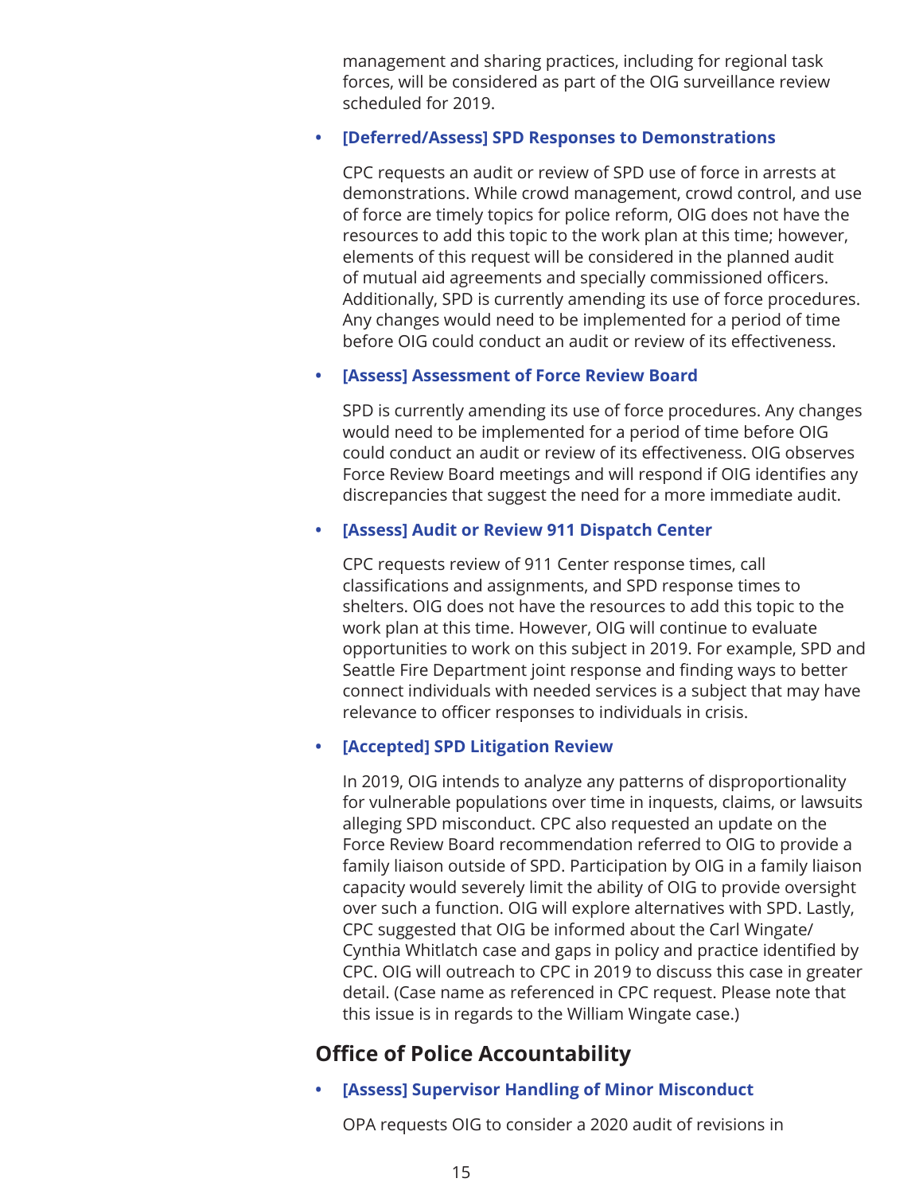management and sharing practices, including for regional task forces, will be considered as part of the OIG surveillance review scheduled for 2019.

- **[Deferred/Assess] SPD Responses to Demonstrations**

  CPC requests an audit or review of SPD use of force in arrests at demonstrations. While crowd management, crowd control, and use of force are timely topics for police reform, OIG does not have the resources to add this topic to the work plan at this time; however, elements of this request will be considered in the planned audit of mutual aid agreements and specially commissioned officers. Additionally, SPD is currently amending its use of force procedures. Any changes would need to be implemented for a period of time before OIG could conduct an audit or review of its effectiveness.

- **[Assess] Assessment of Force Review Board**

  SPD is currently amending its use of force procedures. Any changes would need to be implemented for a period of time before OIG could conduct an audit or review of its effectiveness. OIG observes Force Review Board meetings and will respond if OIG identifies any discrepancies that suggest the need for a more immediate audit.

- **[Assess] Audit or Review 911 Dispatch Center**

  CPC requests review of 911 Center response times, call classifications and assignments, and SPD response times to shelters. OIG does not have the resources to add this topic to the work plan at this time. However, OIG will continue to evaluate opportunities to work on this subject in 2019. For example, SPD and Seattle Fire Department joint response and finding ways to better connect individuals with needed services is a subject that may have relevance to officer responses to individuals in crisis.

- **[Accepted] SPD Litigation Review**

  In 2019, OIG intends to analyze any patterns of disproportionality for vulnerable populations over time in inquests, claims, or lawsuits alleging SPD misconduct. CPC also requested an update on the Force Review Board recommendation referred to OIG to provide a family liaison outside of SPD. Participation by OIG in a family liaison capacity would severely limit the ability of OIG to provide oversight over such a function. OIG will explore alternatives with SPD. Lastly, CPC suggested that OIG be informed about the Carl Wingate/Cynthia Whitlatch case and gaps in policy and practice identified by CPC. OIG will outreach to CPC in 2019 to discuss this case in greater detail. (Case name as referenced in CPC request. Please note that this issue is in regards to the William Wingate case.)

## Office of Police Accountability

- **[Assess] Supervisor Handling of Minor Misconduct**

  OPA requests OIG to consider a 2020 audit of revisions in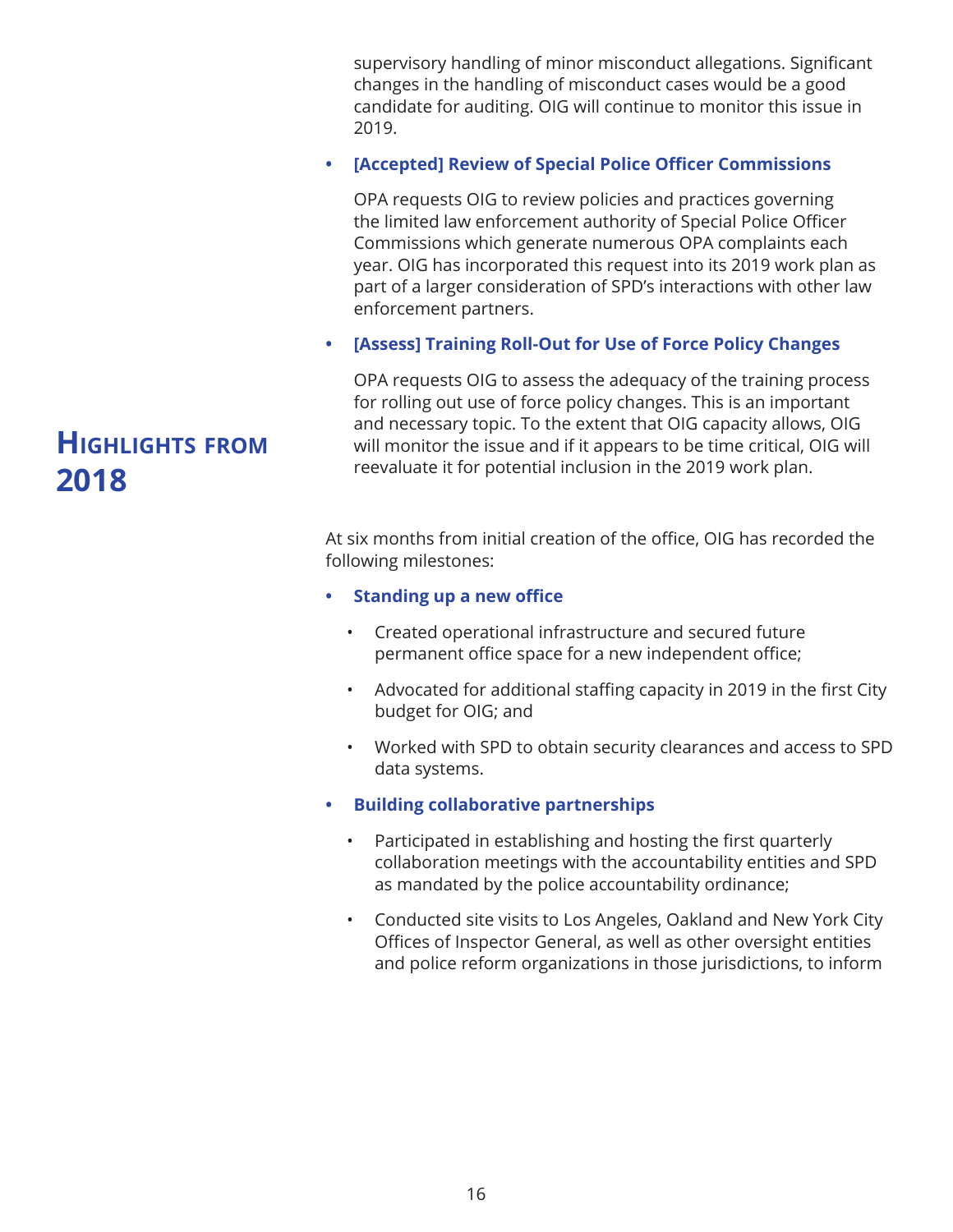supervisory handling of minor misconduct allegations. Significant changes in the handling of misconduct cases would be a good candidate for auditing. OIG will continue to monitor this issue in 2019.

- **[Accepted] Review of Special Police Officer Commissions**

  OPA requests OIG to review policies and practices governing the limited law enforcement authority of Special Police Officer Commissions which generate numerous OPA complaints each year. OIG has incorporated this request into its 2019 work plan as part of a larger consideration of SPD's interactions with other law enforcement partners.

- **[Assess] Training Roll-Out for Use of Force Policy Changes**

  OPA requests OIG to assess the adequacy of the training process for rolling out use of force policy changes. This is an important and necessary topic. To the extent that OIG capacity allows, OIG will monitor the issue and if it appears to be time critical, OIG will reevaluate it for potential inclusion in the 2019 work plan.

## Highlights from 2018

At six months from initial creation of the office, OIG has recorded the following milestones:

- **Standing up a new office**
  - Created operational infrastructure and secured future permanent office space for a new independent office;
  - Advocated for additional staffing capacity in 2019 in the first City budget for OIG; and
  - Worked with SPD to obtain security clearances and access to SPD data systems.
- **Building collaborative partnerships**
  - Participated in establishing and hosting the first quarterly collaboration meetings with the accountability entities and SPD as mandated by the police accountability ordinance;
  - Conducted site visits to Los Angeles, Oakland and New York City Offices of Inspector General, as well as other oversight entities and police reform organizations in those jurisdictions, to inform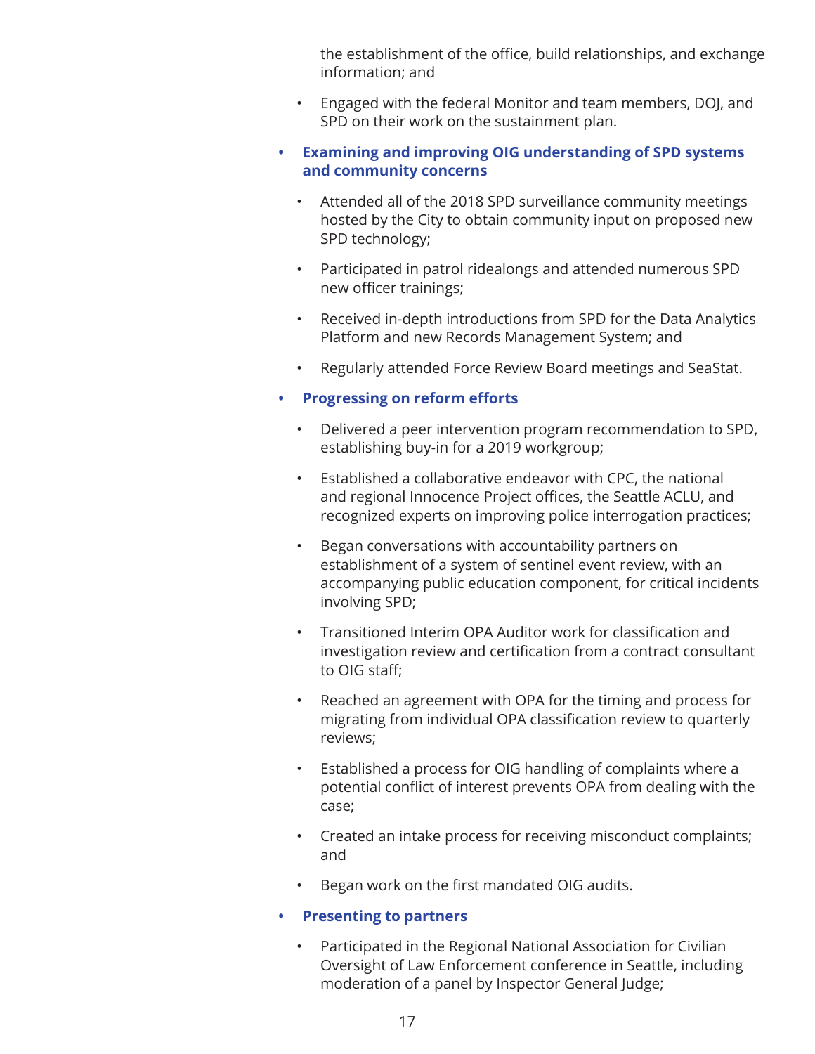the establishment of the office, build relationships, and exchange information; and

- Engaged with the federal Monitor and team members, DOJ, and SPD on their work on the sustainment plan.

- **Examining and improving OIG understanding of SPD systems and community concerns**
  - Attended all of the 2018 SPD surveillance community meetings hosted by the City to obtain community input on proposed new SPD technology;
  - Participated in patrol ridealongs and attended numerous SPD new officer trainings;
  - Received in-depth introductions from SPD for the Data Analytics Platform and new Records Management System; and
  - Regularly attended Force Review Board meetings and SeaStat.

- **Progressing on reform efforts**
  - Delivered a peer intervention program recommendation to SPD, establishing buy-in for a 2019 workgroup;
  - Established a collaborative endeavor with CPC, the national and regional Innocence Project offices, the Seattle ACLU, and recognized experts on improving police interrogation practices;
  - Began conversations with accountability partners on establishment of a system of sentinel event review, with an accompanying public education component, for critical incidents involving SPD;
  - Transitioned Interim OPA Auditor work for classification and investigation review and certification from a contract consultant to OIG staff;
  - Reached an agreement with OPA for the timing and process for migrating from individual OPA classification review to quarterly reviews;
  - Established a process for OIG handling of complaints where a potential conflict of interest prevents OPA from dealing with the case;
  - Created an intake process for receiving misconduct complaints; and
  - Began work on the first mandated OIG audits.

- **Presenting to partners**
  - Participated in the Regional National Association for Civilian Oversight of Law Enforcement conference in Seattle, including moderation of a panel by Inspector General Judge;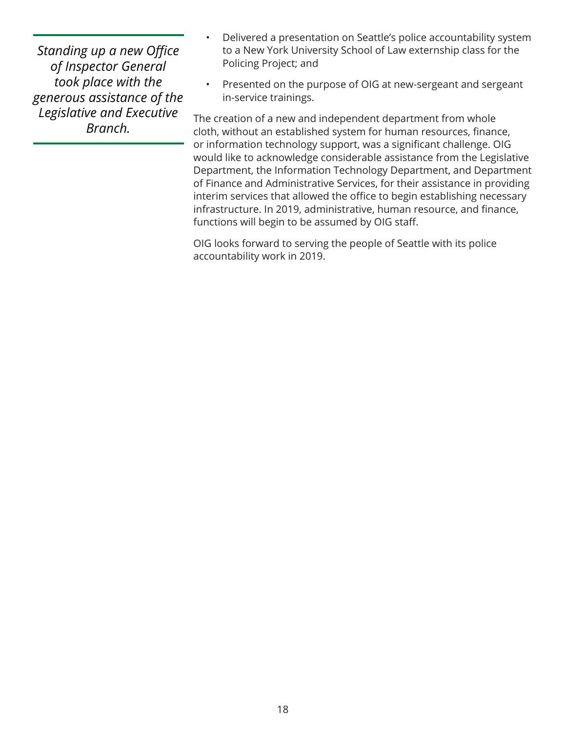*Standing up a new Office of Inspector General took place with the generous assistance of the Legislative and Executive Branch.*

- Delivered a presentation on Seattle's police accountability system to a New York University School of Law externship class for the Policing Project; and
- Presented on the purpose of OIG at new-sergeant and sergeant in-service trainings.

The creation of a new and independent department from whole cloth, without an established system for human resources, finance, or information technology support, was a significant challenge. OIG would like to acknowledge considerable assistance from the Legislative Department, the Information Technology Department, and Department of Finance and Administrative Services, for their assistance in providing interim services that allowed the office to begin establishing necessary infrastructure. In 2019, administrative, human resource, and finance, functions will begin to be assumed by OIG staff.

OIG looks forward to serving the people of Seattle with its police accountability work in 2019.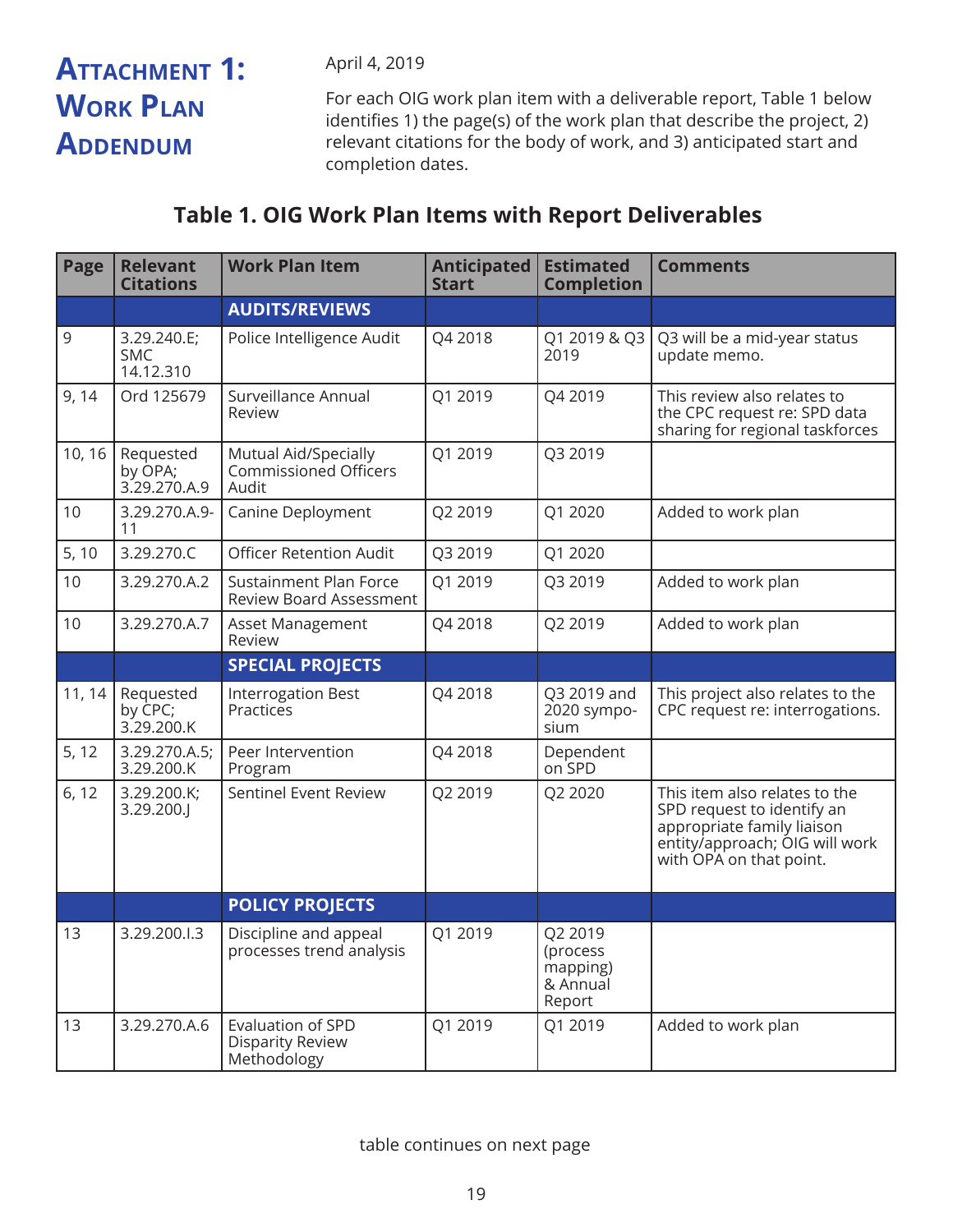# Attachment 1: Work Plan Addendum

April 4, 2019

For each OIG work plan item with a deliverable report, Table 1 below identifies 1) the page(s) of the work plan that describe the project, 2) relevant citations for the body of work, and 3) anticipated start and completion dates.

## Table 1. OIG Work Plan Items with Report Deliverables

| Page | Relevant Citations | Work Plan Item | Anticipated Start | Estimated Completion | Comments |
|---|---|---|---|---|---|
| | | **AUDITS/REVIEWS** | | | |
| 9 | 3.29.240.E; SMC 14.12.310 | Police Intelligence Audit | Q4 2018 | Q1 2019 & Q3 2019 | Q3 will be a mid-year status update memo. |
| 9, 14 | Ord 125679 | Surveillance Annual Review | Q1 2019 | Q4 2019 | This review also relates to the CPC request re: SPD data sharing for regional taskforces |
| 10, 16 | Requested by OPA; 3.29.270.A.9 | Mutual Aid/Specially Commissioned Officers Audit | Q1 2019 | Q3 2019 | |
| 10 | 3.29.270.A.9-11 | Canine Deployment | Q2 2019 | Q1 2020 | Added to work plan |
| 5, 10 | 3.29.270.C | Officer Retention Audit | Q3 2019 | Q1 2020 | |
| 10 | 3.29.270.A.2 | Sustainment Plan Force Review Board Assessment | Q1 2019 | Q3 2019 | Added to work plan |
| 10 | 3.29.270.A.7 | Asset Management Review | Q4 2018 | Q2 2019 | Added to work plan |
| | | **SPECIAL PROJECTS** | | | |
| 11, 14 | Requested by CPC; 3.29.200.K | Interrogation Best Practices | Q4 2018 | Q3 2019 and 2020 symposium | This project also relates to the CPC request re: interrogations. |
| 5, 12 | 3.29.270.A.5; 3.29.200.K | Peer Intervention Program | Q4 2018 | Dependent on SPD | |
| 6, 12 | 3.29.200.K; 3.29.200.J | Sentinel Event Review | Q2 2019 | Q2 2020 | This item also relates to the SPD request to identify an appropriate family liaison entity/approach; OIG will work with OPA on that point. |
| | | **POLICY PROJECTS** | | | |
| 13 | 3.29.200.I.3 | Discipline and appeal processes trend analysis | Q1 2019 | Q2 2019 (process mapping) & Annual Report | |
| 13 | 3.29.270.A.6 | Evaluation of SPD Disparity Review Methodology | Q1 2019 | Q1 2019 | Added to work plan |

table continues on next page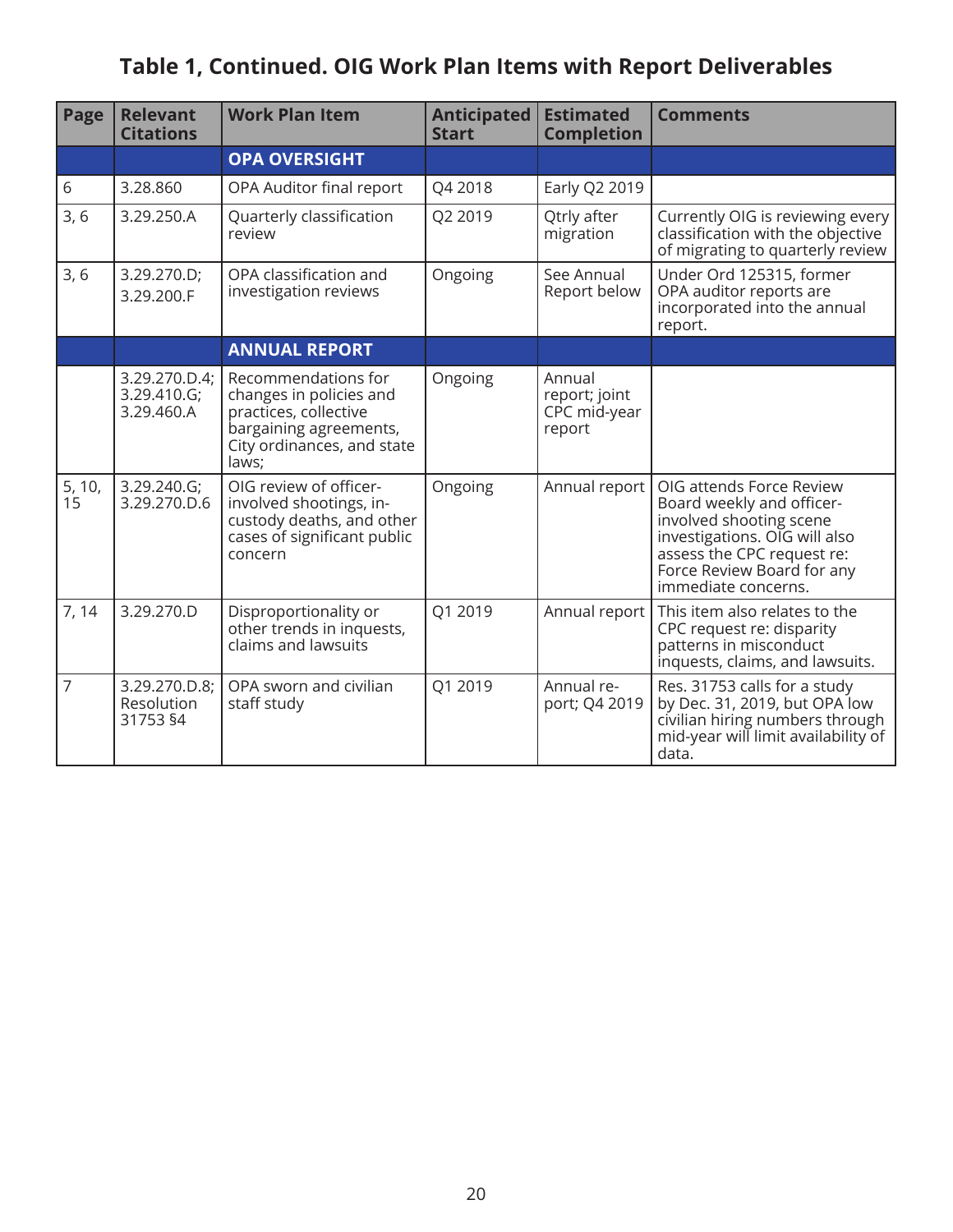# Table 1, Continued. OIG Work Plan Items with Report Deliverables

| Page | Relevant Citations | Work Plan Item | Anticipated Start | Estimated Completion | Comments |
|---|---|---|---|---|---|
| | | **OPA OVERSIGHT** | | | |
| 6 | 3.28.860 | OPA Auditor final report | Q4 2018 | Early Q2 2019 | |
| 3, 6 | 3.29.250.A | Quarterly classification review | Q2 2019 | Qtrly after migration | Currently OIG is reviewing every classification with the objective of migrating to quarterly review |
| 3, 6 | 3.29.270.D; 3.29.200.F | OPA classification and investigation reviews | Ongoing | See Annual Report below | Under Ord 125315, former OPA auditor reports are incorporated into the annual report. |
| | | **ANNUAL REPORT** | | | |
| | 3.29.270.D.4; 3.29.410.G; 3.29.460.A | Recommendations for changes in policies and practices, collective bargaining agreements, City ordinances, and state laws; | Ongoing | Annual report; joint CPC mid-year report | |
| 5, 10, 15 | 3.29.240.G; 3.29.270.D.6 | OIG review of officer-involved shootings, in-custody deaths, and other cases of significant public concern | Ongoing | Annual report | OIG attends Force Review Board weekly and officer-involved shooting scene investigations. OIG will also assess the CPC request re: Force Review Board for any immediate concerns. |
| 7, 14 | 3.29.270.D | Disproportionality or other trends in inquests, claims and lawsuits | Q1 2019 | Annual report | This item also relates to the CPC request re: disparity patterns in misconduct inquests, claims, and lawsuits. |
| 7 | 3.29.270.D.8; Resolution 31753 §4 | OPA sworn and civilian staff study | Q1 2019 | Annual report; Q4 2019 | Res. 31753 calls for a study by Dec. 31, 2019, but OPA low civilian hiring numbers through mid-year will limit availability of data. |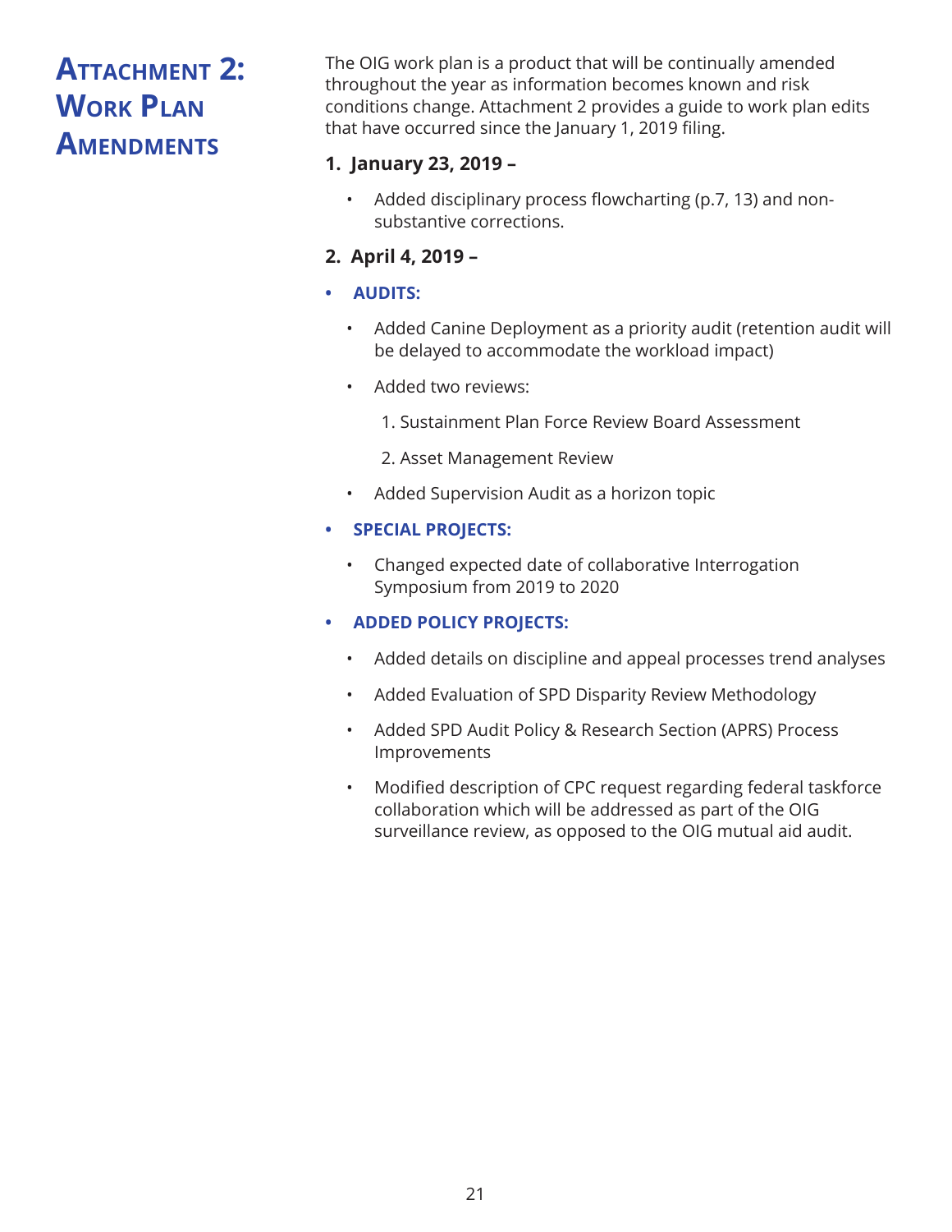# Attachment 2: Work Plan Amendments

The OIG work plan is a product that will be continually amended throughout the year as information becomes known and risk conditions change. Attachment 2 provides a guide to work plan edits that have occurred since the January 1, 2019 filing.

**1. January 23, 2019 –**

- Added disciplinary process flowcharting (p.7, 13) and non-substantive corrections.

**2. April 4, 2019 –**

- **AUDITS:**
  - Added Canine Deployment as a priority audit (retention audit will be delayed to accommodate the workload impact)
  - Added two reviews:
    1. Sustainment Plan Force Review Board Assessment
    2. Asset Management Review
  - Added Supervision Audit as a horizon topic
- **SPECIAL PROJECTS:**
  - Changed expected date of collaborative Interrogation Symposium from 2019 to 2020
- **ADDED POLICY PROJECTS:**
  - Added details on discipline and appeal processes trend analyses
  - Added Evaluation of SPD Disparity Review Methodology
  - Added SPD Audit Policy & Research Section (APRS) Process Improvements
  - Modified description of CPC request regarding federal taskforce collaboration which will be addressed as part of the OIG surveillance review, as opposed to the OIG mutual aid audit.